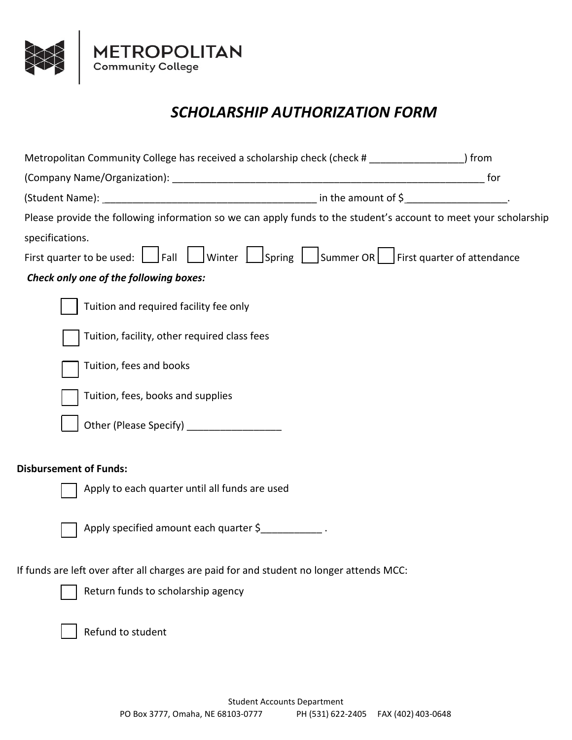**METROPOLITAN**
Community College

# *SCHOLARSHIP AUTHORIZATION FORM*

Metropolitan Community College has received a scholarship check (check # _________________) from (Company Name/Organization): ___________________________________________________________ for (Student Name): ______________________________________ in the amount of $__________________.

Please provide the following information so we can apply funds to the student's account to meet your scholarship specifications.

First quarter to be used: ☐ Fall ☐ Winter ☐ Spring ☐ Summer OR ☐ First quarter of attendance

***Check only one of the following boxes:***

- ☐ Tuition and required facility fee only
- ☐ Tuition, facility, other required class fees
- ☐ Tuition, fees and books
- ☐ Tuition, fees, books and supplies
- ☐ Other (Please Specify) _________________

**Disbursement of Funds:**

- ☐ Apply to each quarter until all funds are used
- ☐ Apply specified amount each quarter $___________ .

If funds are left over after all charges are paid for and student no longer attends MCC:

- ☐ Return funds to scholarship agency
- ☐ Refund to student

Student Accounts Department
PO Box 3777, Omaha, NE 68103-0777 PH (531) 622-2405 FAX (402) 403-0648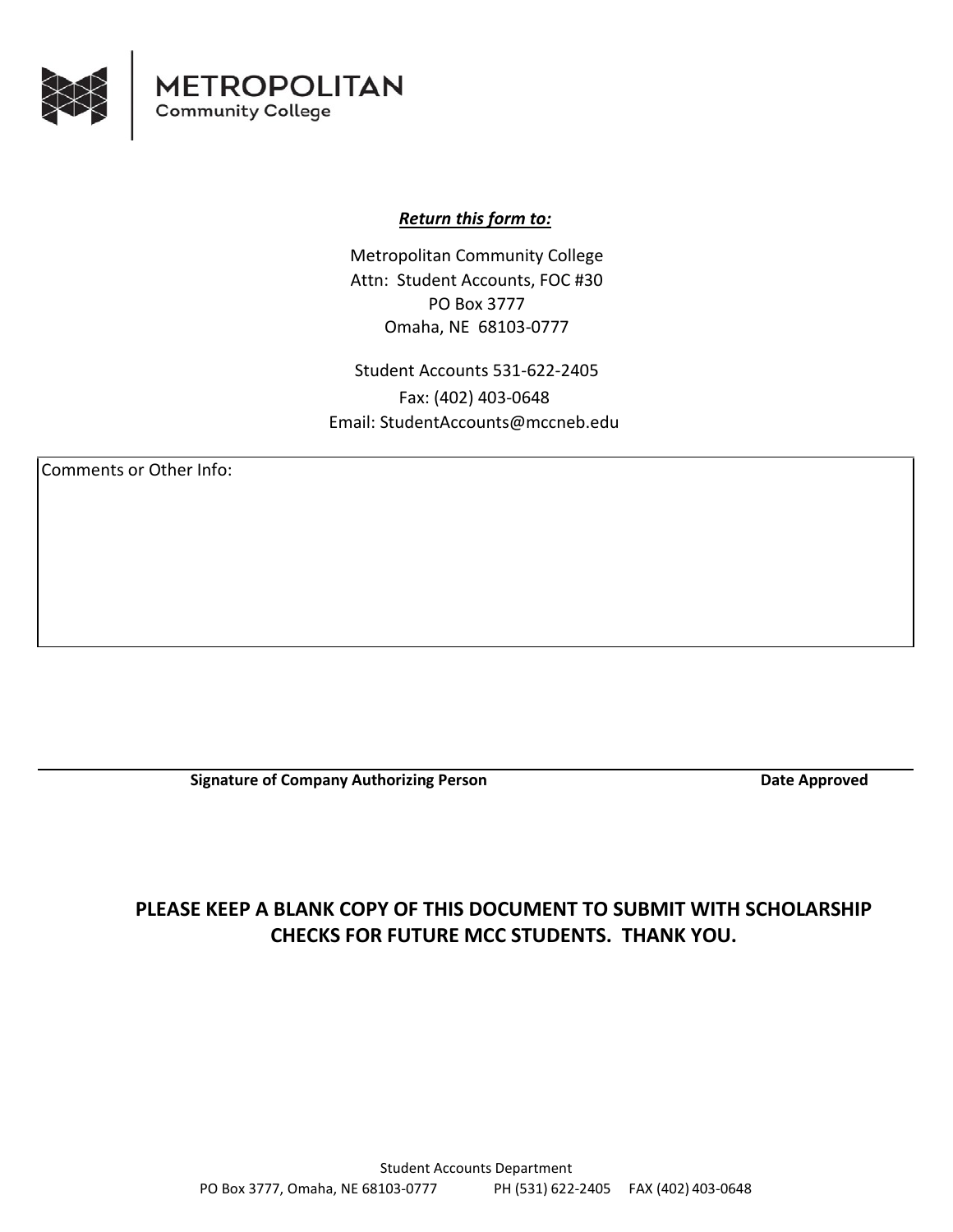**METROPOLITAN**
Community College

***Return this form to:***

Metropolitan Community College
Attn: Student Accounts, FOC #30
PO Box 3777
Omaha, NE 68103-0777

Student Accounts 531-622-2405
Fax: (402) 403-0648
Email: StudentAccounts@mccneb.edu

Comments or Other Info:

**Signature of Company Authorizing Person** **Date Approved**

**PLEASE KEEP A BLANK COPY OF THIS DOCUMENT TO SUBMIT WITH SCHOLARSHIP CHECKS FOR FUTURE MCC STUDENTS. THANK YOU.**

Student Accounts Department
PO Box 3777, Omaha, NE 68103-0777 PH (531) 622-2405 FAX (402) 403-0648